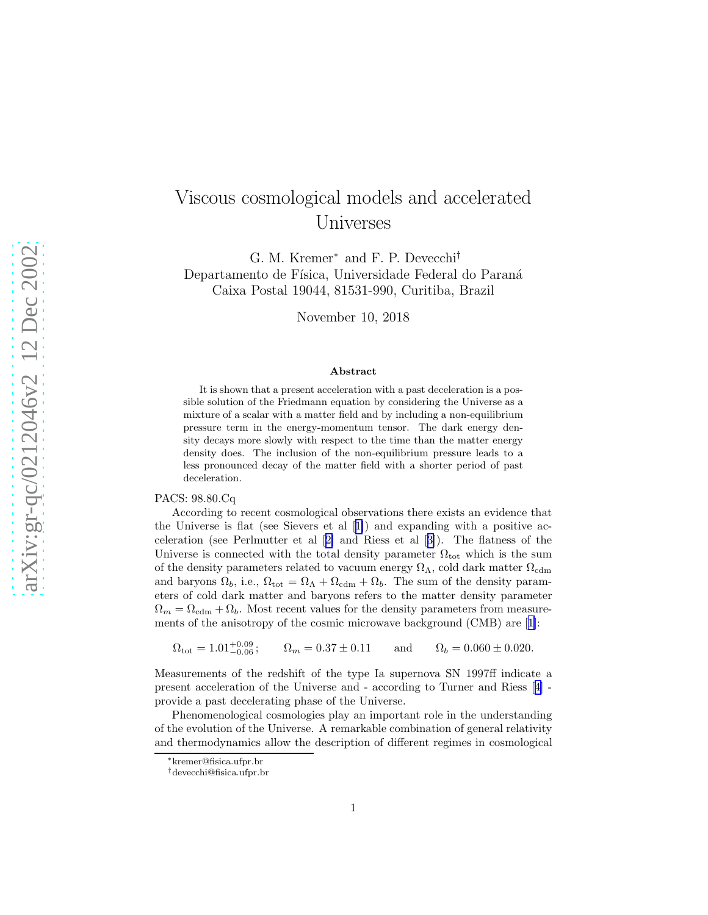# Viscous cosmological models and accelerated Universes

G. M. Kremer* and F. P. Devecchi†

Departamento de Física, Universidade Federal do Paraná
Caixa Postal 19044, 81531-990, Curitiba, Brazil

November 10, 2018

### Abstract

It is shown that a present acceleration with a past deceleration is a possible solution of the Friedmann equation by considering the Universe as a mixture of a scalar with a matter field and by including a non-equilibrium pressure term in the energy-momentum tensor. The dark energy density decays more slowly with respect to the time than the matter energy density does. The inclusion of the non-equilibrium pressure leads to a less pronounced decay of the matter field with a shorter period of past deceleration.

PACS: 98.80.Cq

According to recent cosmological observations there exists an evidence that the Universe is flat (see Sievers et al [1]) and expanding with a positive acceleration (see Perlmutter et al [2] and Riess et al [3]). The flatness of the Universe is connected with the total density parameter $\Omega_{\rm tot}$ which is the sum of the density parameters related to vacuum energy $\Omega_\Lambda$, cold dark matter $\Omega_{\rm cdm}$ and baryons $\Omega_b$, i.e., $\Omega_{\rm tot} = \Omega_\Lambda + \Omega_{\rm cdm} + \Omega_b$. The sum of the density parameters of cold dark matter and baryons refers to the matter density parameter $\Omega_m = \Omega_{\rm cdm} + \Omega_b$. Most recent values for the density parameters from measurements of the anisotropy of the cosmic microwave background (CMB) are [1]:

$$\Omega_{\rm tot} = 1.01^{+0.09}_{-0.06}; \qquad \Omega_m = 0.37 \pm 0.11 \qquad \text{and} \qquad \Omega_b = 0.060 \pm 0.020.$$

Measurements of the redshift of the type Ia supernova SN 1997ff indicate a present acceleration of the Universe and - according to Turner and Riess [4] - provide a past decelerating phase of the Universe.

Phenomenological cosmologies play an important role in the understanding of the evolution of the Universe. A remarkable combination of general relativity and thermodynamics allow the description of different regimes in cosmological

---

*kremer@fisica.ufpr.br

†devecchi@fisica.ufpr.br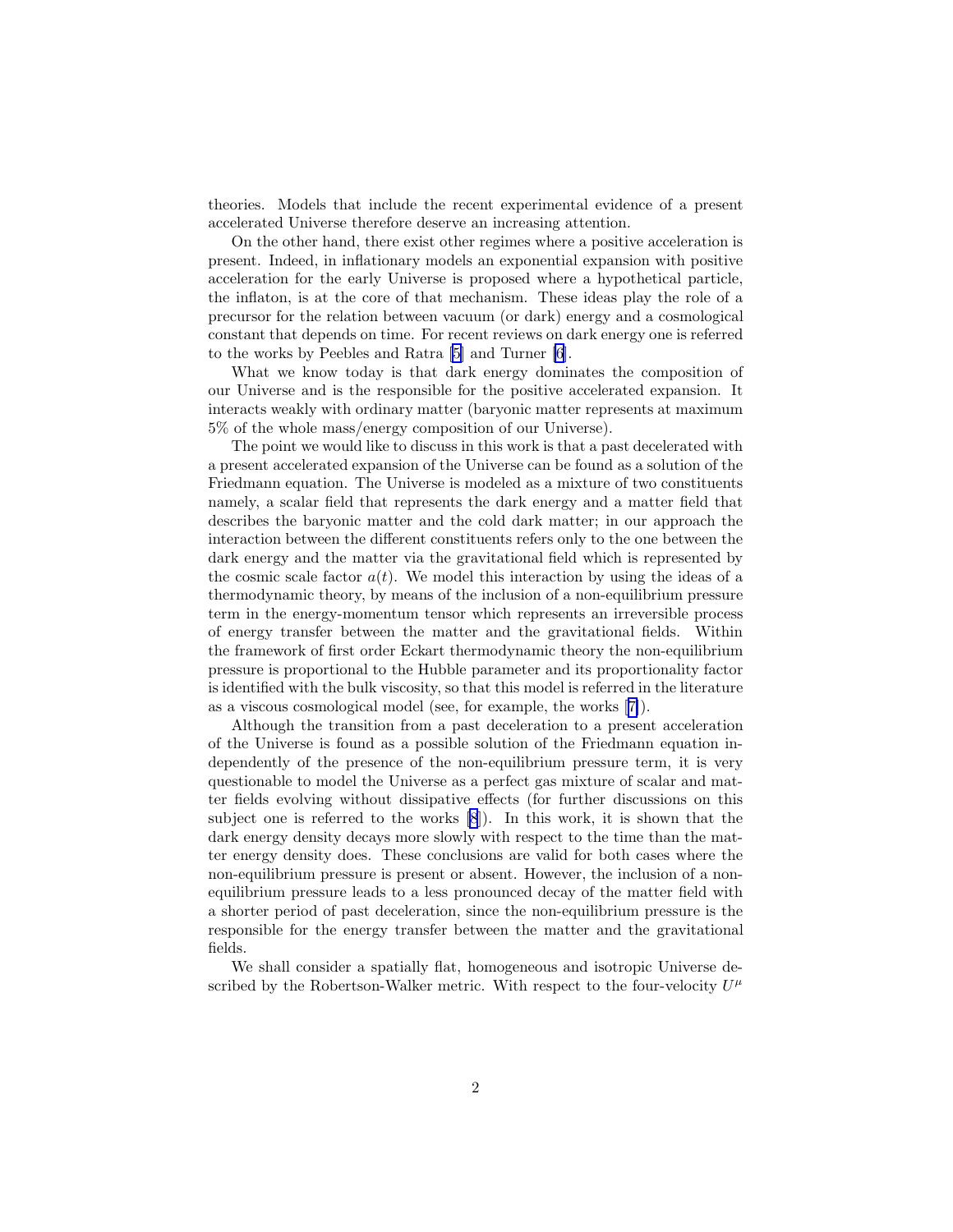theories. Models that include the recent experimental evidence of a present accelerated Universe therefore deserve an increasing attention.

On the other hand, there exist other regimes where a positive acceleration is present. Indeed, in inflationary models an exponential expansion with positive acceleration for the early Universe is proposed where a hypothetical particle, the inflaton, is at the core of that mechanism. These ideas play the role of a precursor for the relation between vacuum (or dark) energy and a cosmological constant that depends on time. For recent reviews on dark energy one is referred to the works by Peebles and Ratra [5] and Turner [6].

What we know today is that dark energy dominates the composition of our Universe and is the responsible for the positive accelerated expansion. It interacts weakly with ordinary matter (baryonic matter represents at maximum 5% of the whole mass/energy composition of our Universe).

The point we would like to discuss in this work is that a past decelerated with a present accelerated expansion of the Universe can be found as a solution of the Friedmann equation. The Universe is modeled as a mixture of two constituents namely, a scalar field that represents the dark energy and a matter field that describes the baryonic matter and the cold dark matter; in our approach the interaction between the different constituents refers only to the one between the dark energy and the matter via the gravitational field which is represented by the cosmic scale factor $a(t)$. We model this interaction by using the ideas of a thermodynamic theory, by means of the inclusion of a non-equilibrium pressure term in the energy-momentum tensor which represents an irreversible process of energy transfer between the matter and the gravitational fields. Within the framework of first order Eckart thermodynamic theory the non-equilibrium pressure is proportional to the Hubble parameter and its proportionality factor is identified with the bulk viscosity, so that this model is referred in the literature as a viscous cosmological model (see, for example, the works [7]).

Although the transition from a past deceleration to a present acceleration of the Universe is found as a possible solution of the Friedmann equation independently of the presence of the non-equilibrium pressure term, it is very questionable to model the Universe as a perfect gas mixture of scalar and matter fields evolving without dissipative effects (for further discussions on this subject one is referred to the works [8]). In this work, it is shown that the dark energy density decays more slowly with respect to the time than the matter energy density does. These conclusions are valid for both cases where the non-equilibrium pressure is present or absent. However, the inclusion of a non-equilibrium pressure leads to a less pronounced decay of the matter field with a shorter period of past deceleration, since the non-equilibrium pressure is the responsible for the energy transfer between the matter and the gravitational fields.

We shall consider a spatially flat, homogeneous and isotropic Universe described by the Robertson-Walker metric. With respect to the four-velocity $U^\mu$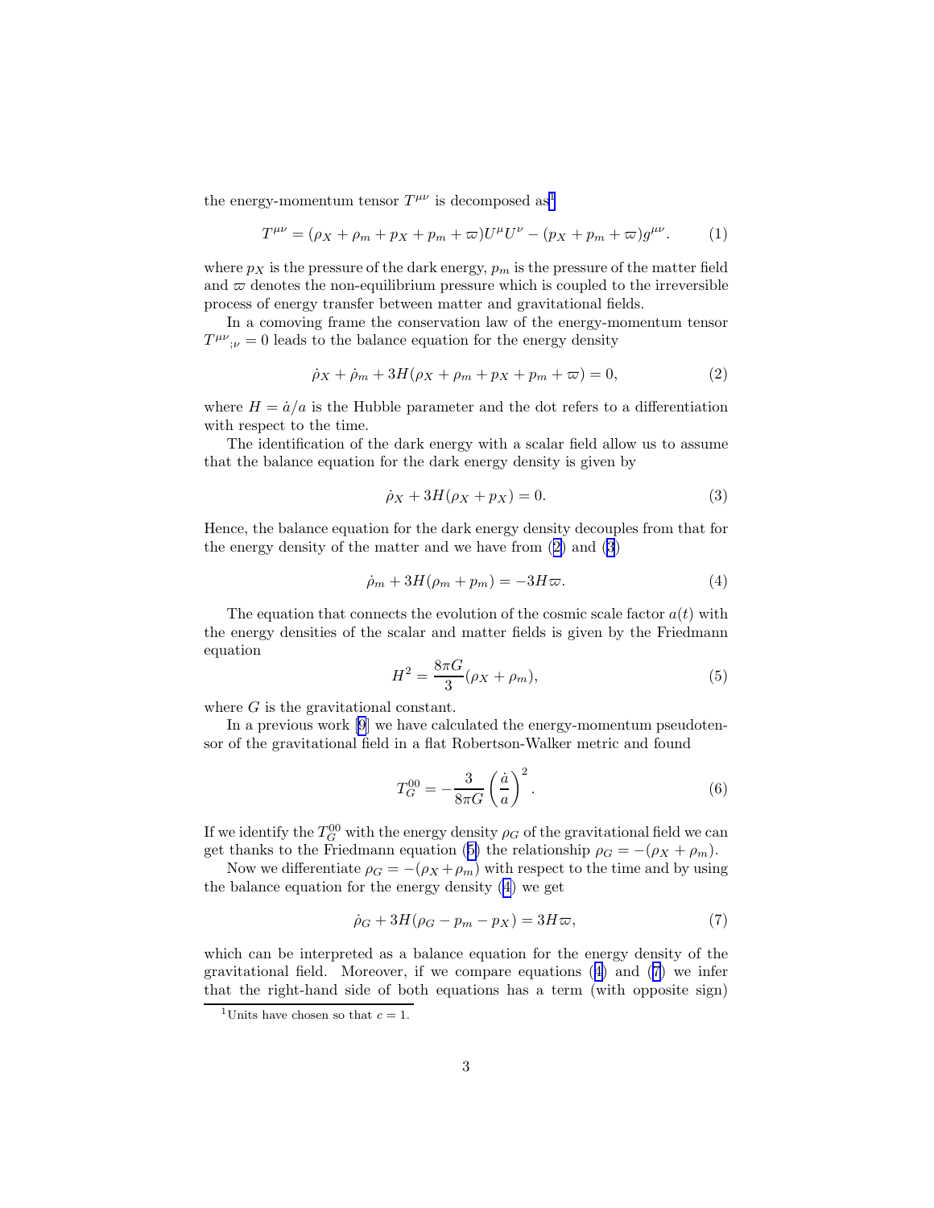the energy-momentum tensor $T^{\mu\nu}$ is decomposed as[1]

$$T^{\mu\nu} = (\rho_X + \rho_m + p_X + p_m + \varpi)U^\mu U^\nu - (p_X + p_m + \varpi)g^{\mu\nu}. \tag{1}$$

where $p_X$ is the pressure of the dark energy, $p_m$ is the pressure of the matter field and $\varpi$ denotes the non-equilibrium pressure which is coupled to the irreversible process of energy transfer between matter and gravitational fields.

In a comoving frame the conservation law of the energy-momentum tensor ${T^{\mu\nu}}_{;\nu} = 0$ leads to the balance equation for the energy density

$$\dot{\rho}_X + \dot{\rho}_m + 3H(\rho_X + \rho_m + p_X + p_m + \varpi) = 0, \tag{2}$$

where $H = \dot{a}/a$ is the Hubble parameter and the dot refers to a differentiation with respect to the time.

The identification of the dark energy with a scalar field allow us to assume that the balance equation for the dark energy density is given by

$$\dot{\rho}_X + 3H(\rho_X + p_X) = 0. \tag{3}$$

Hence, the balance equation for the dark energy density decouples from that for the energy density of the matter and we have from (2) and (3)

$$\dot{\rho}_m + 3H(\rho_m + p_m) = -3H\varpi. \tag{4}$$

The equation that connects the evolution of the cosmic scale factor $a(t)$ with the energy densities of the scalar and matter fields is given by the Friedmann equation

$$H^2 = \frac{8\pi G}{3}(\rho_X + \rho_m), \tag{5}$$

where $G$ is the gravitational constant.

In a previous work [9] we have calculated the energy-momentum pseudotensor of the gravitational field in a flat Robertson-Walker metric and found

$$T_G^{00} = -\frac{3}{8\pi G}\left(\frac{\dot{a}}{a}\right)^2. \tag{6}$$

If we identify the $T_G^{00}$ with the energy density $\rho_G$ of the gravitational field we can get thanks to the Friedmann equation (5) the relationship $\rho_G = -(\rho_X + \rho_m)$.

Now we differentiate $\rho_G = -(\rho_X + \rho_m)$ with respect to the time and by using the balance equation for the energy density (4) we get

$$\dot{\rho}_G + 3H(\rho_G - p_m - p_X) = 3H\varpi, \tag{7}$$

which can be interpreted as a balance equation for the energy density of the gravitational field. Moreover, if we compare equations (4) and (7) we infer that the right-hand side of both equations has a term (with opposite sign)

[1] Units have chosen so that $c = 1$.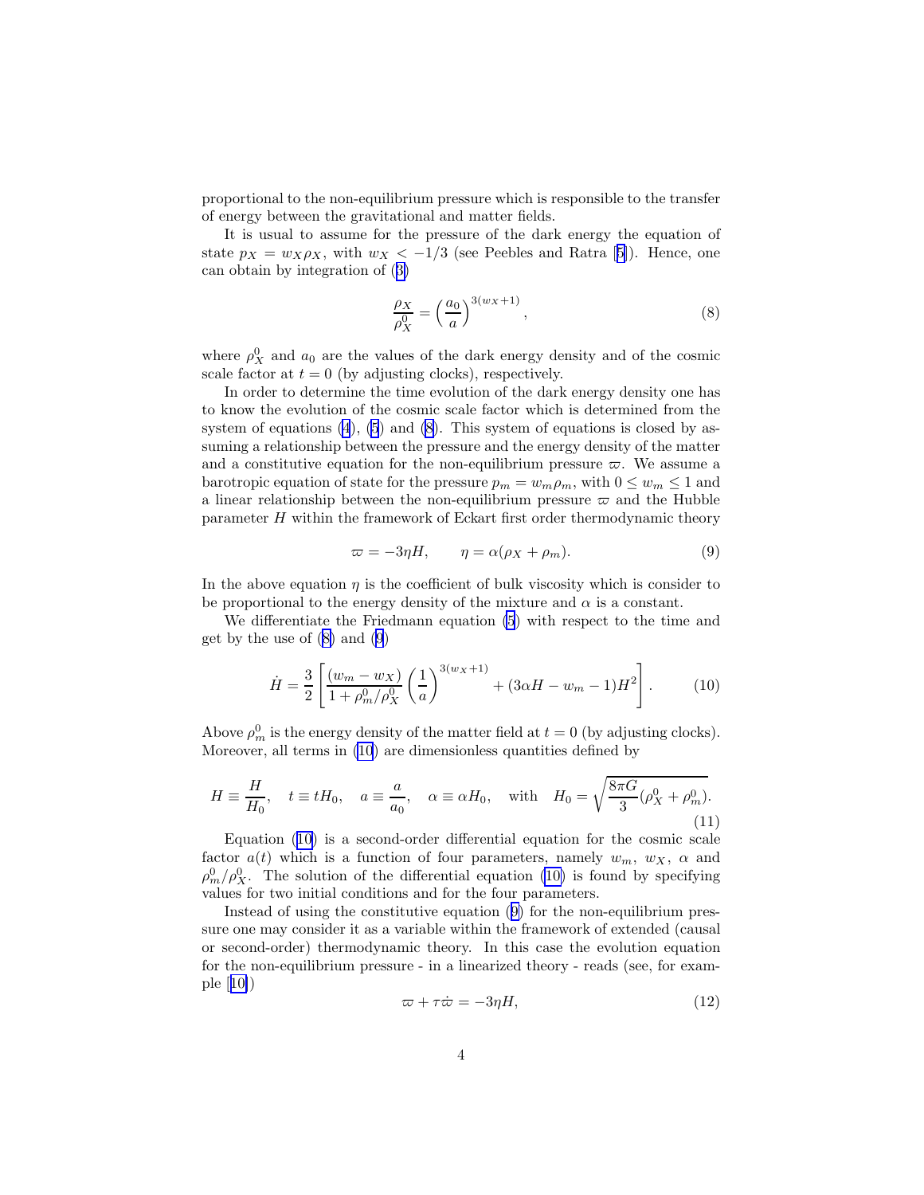proportional to the non-equilibrium pressure which is responsible to the transfer of energy between the gravitational and matter fields.

It is usual to assume for the pressure of the dark energy the equation of state $p_X = w_X \rho_X$, with $w_X < -1/3$ (see Peebles and Ratra [5]). Hence, one can obtain by integration of (3)

$$\frac{\rho_X}{\rho_X^0} = \left(\frac{a_0}{a}\right)^{3(w_X+1)}, \tag{8}$$

where $\rho_X^0$ and $a_0$ are the values of the dark energy density and of the cosmic scale factor at $t = 0$ (by adjusting clocks), respectively.

In order to determine the time evolution of the dark energy density one has to know the evolution of the cosmic scale factor which is determined from the system of equations (4), (5) and (8). This system of equations is closed by assuming a relationship between the pressure and the energy density of the matter and a constitutive equation for the non-equilibrium pressure $\varpi$. We assume a barotropic equation of state for the pressure $p_m = w_m \rho_m$, with $0 \leq w_m \leq 1$ and a linear relationship between the non-equilibrium pressure $\varpi$ and the Hubble parameter $H$ within the framework of Eckart first order thermodynamic theory

$$\varpi = -3\eta H, \qquad \eta = \alpha(\rho_X + \rho_m). \tag{9}$$

In the above equation $\eta$ is the coefficient of bulk viscosity which is consider to be proportional to the energy density of the mixture and $\alpha$ is a constant.

We differentiate the Friedmann equation (5) with respect to the time and get by the use of (8) and (9)

$$\dot{H} = \frac{3}{2}\left[\frac{(w_m - w_X)}{1 + \rho_m^0/\rho_X^0}\left(\frac{1}{a}\right)^{3(w_X+1)} + (3\alpha H - w_m - 1)H^2\right]. \tag{10}$$

Above $\rho_m^0$ is the energy density of the matter field at $t = 0$ (by adjusting clocks). Moreover, all terms in (10) are dimensionless quantities defined by

$$H \equiv \frac{H}{H_0}, \quad t \equiv tH_0, \quad a \equiv \frac{a}{a_0}, \quad \alpha \equiv \alpha H_0, \quad \text{with} \quad H_0 = \sqrt{\frac{8\pi G}{3}(\rho_X^0 + \rho_m^0)}. \tag{11}$$

Equation (10) is a second-order differential equation for the cosmic scale factor $a(t)$ which is a function of four parameters, namely $w_m$, $w_X$, $\alpha$ and $\rho_m^0/\rho_X^0$. The solution of the differential equation (10) is found by specifying values for two initial conditions and for the four parameters.

Instead of using the constitutive equation (9) for the non-equilibrium pressure one may consider it as a variable within the framework of extended (causal or second-order) thermodynamic theory. In this case the evolution equation for the non-equilibrium pressure - in a linearized theory - reads (see, for example [10])

$$\varpi + \tau\dot{\varpi} = -3\eta H, \tag{12}$$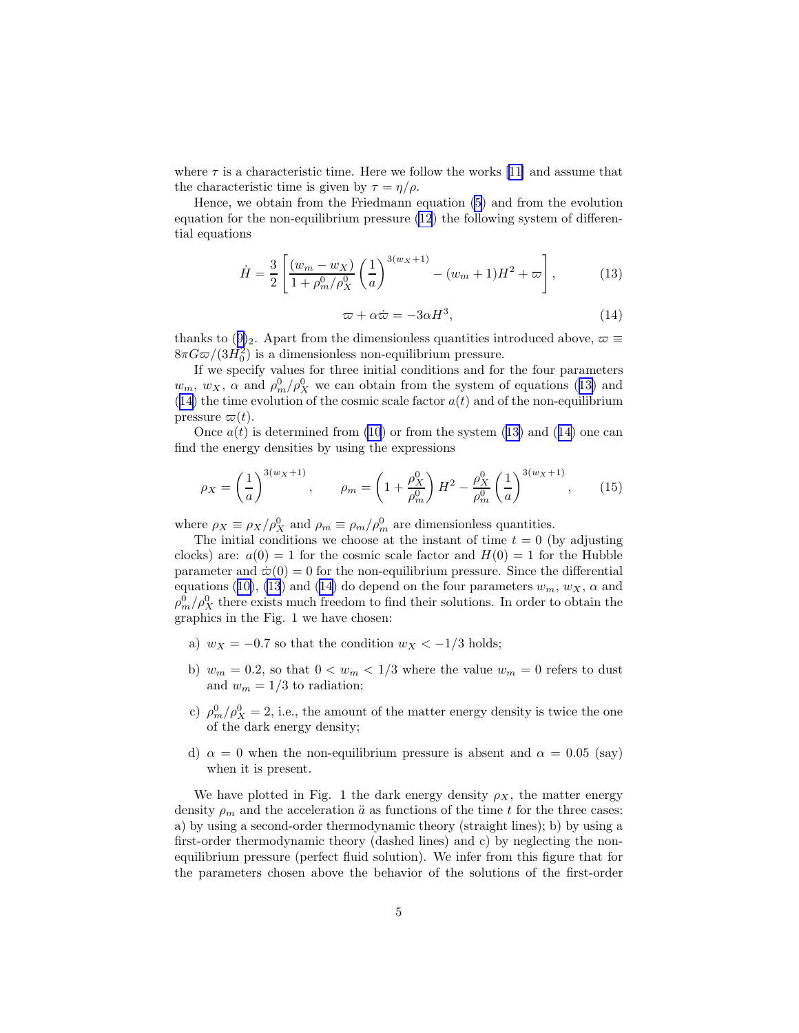where $\tau$ is a characteristic time. Here we follow the works [11] and assume that the characteristic time is given by $\tau = \eta/\rho$.

Hence, we obtain from the Friedmann equation (5) and from the evolution equation for the non-equilibrium pressure (12) the following system of differential equations

$$\dot{H} = \frac{3}{2}\left[\frac{(w_m - w_X)}{1 + \rho_m^0/\rho_X^0}\left(\frac{1}{a}\right)^{3(w_X+1)} - (w_m + 1)H^2 + \varpi\right], \tag{13}$$

$$\varpi + \alpha\dot{\varpi} = -3\alpha H^3, \tag{14}$$

thanks to $(9)_2$. Apart from the dimensionless quantities introduced above, $\varpi \equiv 8\pi G\varpi/(3H_0^2)$ is a dimensionless non-equilibrium pressure.

If we specify values for three initial conditions and for the four parameters $w_m$, $w_X$, $\alpha$ and $\rho_m^0/\rho_X^0$ we can obtain from the system of equations (13) and (14) the time evolution of the cosmic scale factor $a(t)$ and of the non-equilibrium pressure $\varpi(t)$.

Once $a(t)$ is determined from (10) or from the system (13) and (14) one can find the energy densities by using the expressions

$$\rho_X = \left(\frac{1}{a}\right)^{3(w_X+1)}, \qquad \rho_m = \left(1 + \frac{\rho_X^0}{\rho_m^0}\right)H^2 - \frac{\rho_X^0}{\rho_m^0}\left(\frac{1}{a}\right)^{3(w_X+1)}, \tag{15}$$

where $\rho_X \equiv \rho_X/\rho_X^0$ and $\rho_m \equiv \rho_m/\rho_m^0$ are dimensionless quantities.

The initial conditions we choose at the instant of time $t = 0$ (by adjusting clocks) are: $a(0) = 1$ for the cosmic scale factor and $H(0) = 1$ for the Hubble parameter and $\dot{\varpi}(0) = 0$ for the non-equilibrium pressure. Since the differential equations (10), (13) and (14) do depend on the four parameters $w_m$, $w_X$, $\alpha$ and $\rho_m^0/\rho_X^0$ there exists much freedom to find their solutions. In order to obtain the graphics in the Fig. 1 we have chosen:

a) $w_X = -0.7$ so that the condition $w_X < -1/3$ holds;

b) $w_m = 0.2$, so that $0 < w_m < 1/3$ where the value $w_m = 0$ refers to dust and $w_m = 1/3$ to radiation;

c) $\rho_m^0/\rho_X^0 = 2$, i.e., the amount of the matter energy density is twice the one of the dark energy density;

d) $\alpha = 0$ when the non-equilibrium pressure is absent and $\alpha = 0.05$ (say) when it is present.

We have plotted in Fig. 1 the dark energy density $\rho_X$, the matter energy density $\rho_m$ and the acceleration $\ddot{a}$ as functions of the time $t$ for the three cases: a) by using a second-order thermodynamic theory (straight lines); b) by using a first-order thermodynamic theory (dashed lines) and c) by neglecting the non-equilibrium pressure (perfect fluid solution). We infer from this figure that for the parameters chosen above the behavior of the solutions of the first-order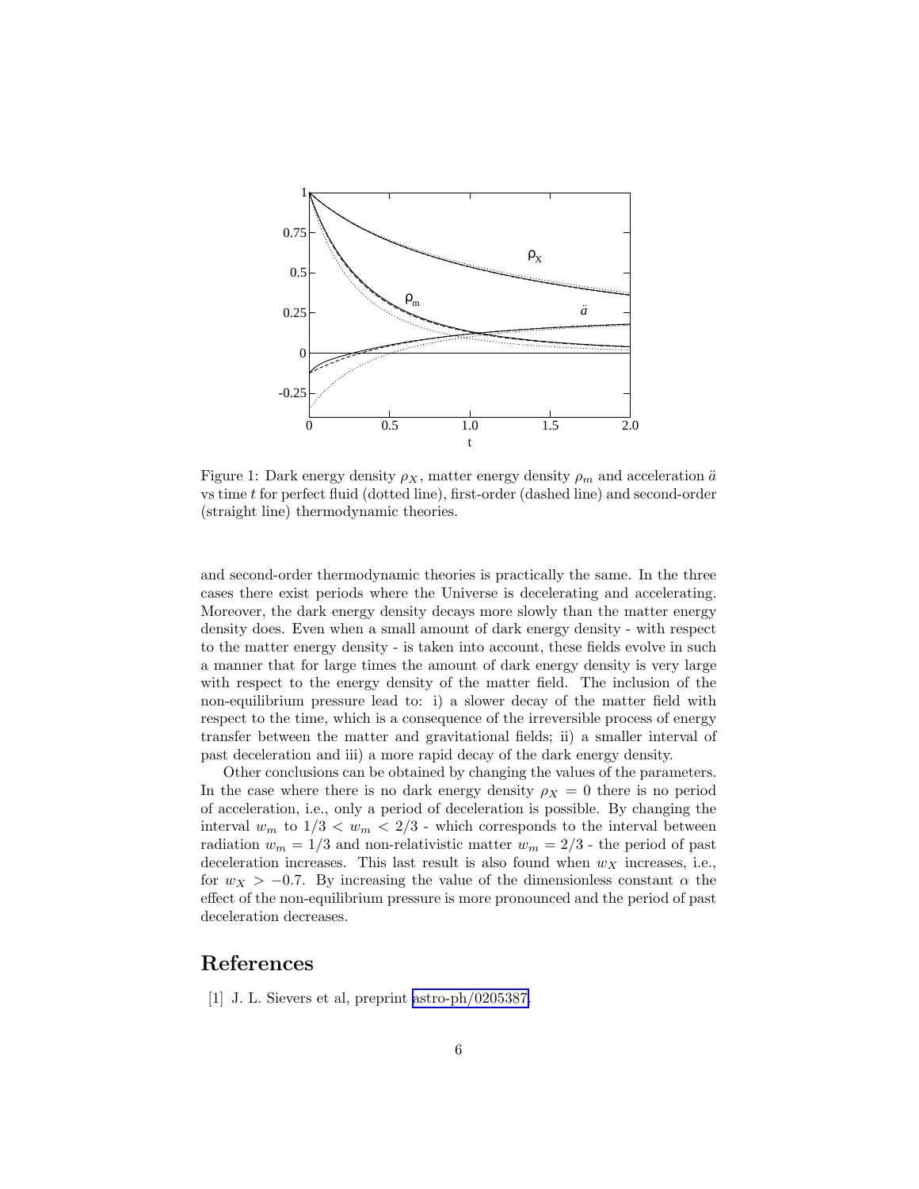Figure 1: Dark energy density $\rho_X$, matter energy density $\rho_m$ and acceleration $\ddot{a}$ vs time $t$ for perfect fluid (dotted line), first-order (dashed line) and second-order (straight line) thermodynamic theories.

and second-order thermodynamic theories is practically the same. In the three cases there exist periods where the Universe is decelerating and accelerating. Moreover, the dark energy density decays more slowly than the matter energy density does. Even when a small amount of dark energy density - with respect to the matter energy density - is taken into account, these fields evolve in such a manner that for large times the amount of dark energy density is very large with respect to the energy density of the matter field. The inclusion of the non-equilibrium pressure lead to: i) a slower decay of the matter field with respect to the time, which is a consequence of the irreversible process of energy transfer between the matter and gravitational fields; ii) a smaller interval of past deceleration and iii) a more rapid decay of the dark energy density.

Other conclusions can be obtained by changing the values of the parameters. In the case where there is no dark energy density $\rho_X = 0$ there is no period of acceleration, i.e., only a period of deceleration is possible. By changing the interval $w_m$ to $1/3 < w_m < 2/3$ - which corresponds to the interval between radiation $w_m = 1/3$ and non-relativistic matter $w_m = 2/3$ - the period of past deceleration increases. This last result is also found when $w_X$ increases, i.e., for $w_X > -0.7$. By increasing the value of the dimensionless constant $\alpha$ the effect of the non-equilibrium pressure is more pronounced and the period of past deceleration decreases.

## References

[1] J. L. Sievers et al, preprint astro-ph/0205387.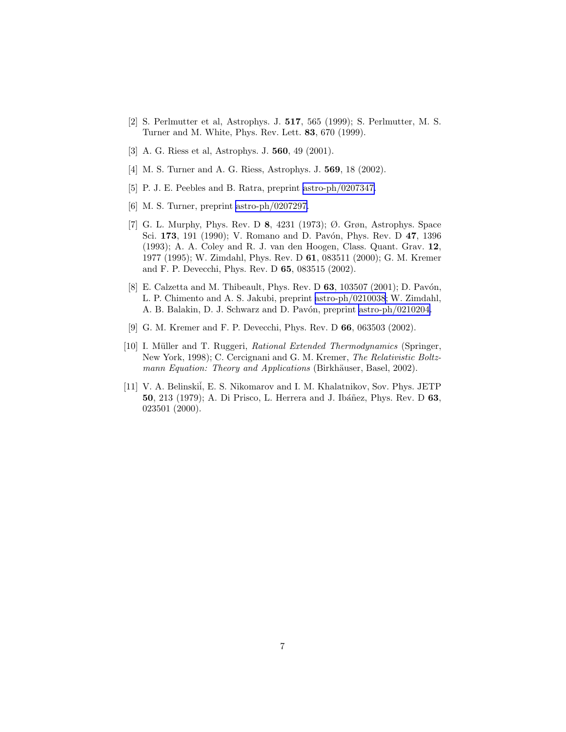[2] S. Perlmutter et al, Astrophys. J. **517**, 565 (1999); S. Perlmutter, M. S. Turner and M. White, Phys. Rev. Lett. **83**, 670 (1999).

[3] A. G. Riess et al, Astrophys. J. **560**, 49 (2001).

[4] M. S. Turner and A. G. Riess, Astrophys. J. **569**, 18 (2002).

[5] P. J. E. Peebles and B. Ratra, preprint astro-ph/0207347.

[6] M. S. Turner, preprint astro-ph/0207297.

[7] G. L. Murphy, Phys. Rev. D **8**, 4231 (1973); Ø. Grøn, Astrophys. Space Sci. **173**, 191 (1990); V. Romano and D. Pavón, Phys. Rev. D **47**, 1396 (1993); A. A. Coley and R. J. van den Hoogen, Class. Quant. Grav. **12**, 1977 (1995); W. Zimdahl, Phys. Rev. D **61**, 083511 (2000); G. M. Kremer and F. P. Devecchi, Phys. Rev. D **65**, 083515 (2002).

[8] E. Calzetta and M. Thibeault, Phys. Rev. D **63**, 103507 (2001); D. Pavón, L. P. Chimento and A. S. Jakubi, preprint astro-ph/0210038; W. Zimdahl, A. B. Balakin, D. J. Schwarz and D. Pavón, preprint astro-ph/0210204.

[9] G. M. Kremer and F. P. Devecchi, Phys. Rev. D **66**, 063503 (2002).

[10] I. Müller and T. Ruggeri, *Rational Extended Thermodynamics* (Springer, New York, 1998); C. Cercignani and G. M. Kremer, *The Relativistic Boltzmann Equation: Theory and Applications* (Birkhäuser, Basel, 2002).

[11] V. A. Belinskiǐ, E. S. Nikomarov and I. M. Khalatnikov, Sov. Phys. JETP **50**, 213 (1979); A. Di Prisco, L. Herrera and J. Ibáñez, Phys. Rev. D **63**, 023501 (2000).